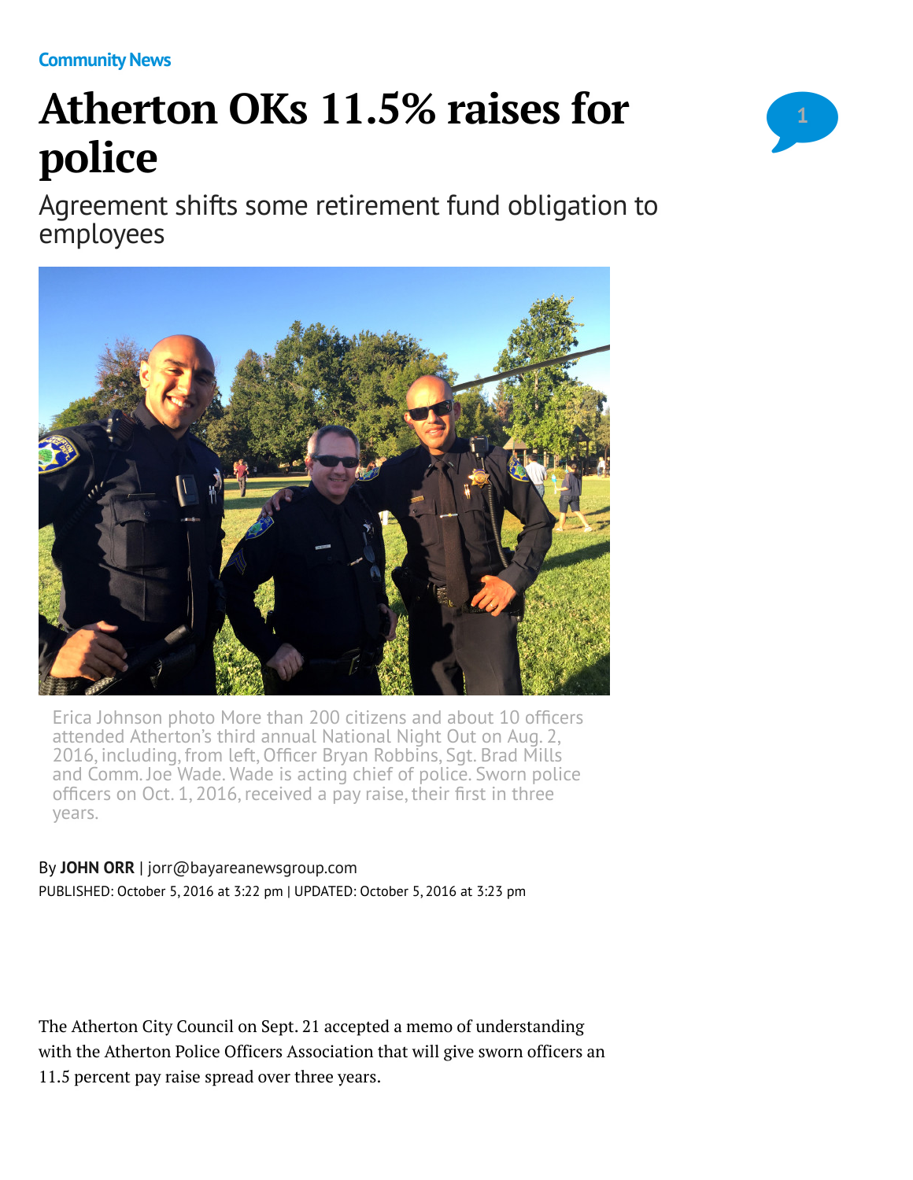Community News

# Atherton OKs 11.5% raises for police

## Agreement shifts some retirement fund obligation to employees

Erica Johnson photo More than 200 citizens and about 10 officers attended Atherton's third annual National Night Out on Aug. 2, 2016, including, from left, Officer Bryan Robbins, Sgt. Brad Mills and Comm. Joe Wade. Wade is acting chief of police. Sworn police officers on Oct. 1, 2016, received a pay raise, their first in three years.

By **JOHN ORR** | jorr@bayareanewsgroup.com

PUBLISHED: October 5, 2016 at 3:22 pm | UPDATED: October 5, 2016 at 3:23 pm

The Atherton City Council on Sept. 21 accepted a memo of understanding with the Atherton Police Officers Association that will give sworn officers an 11.5 percent pay raise spread over three years.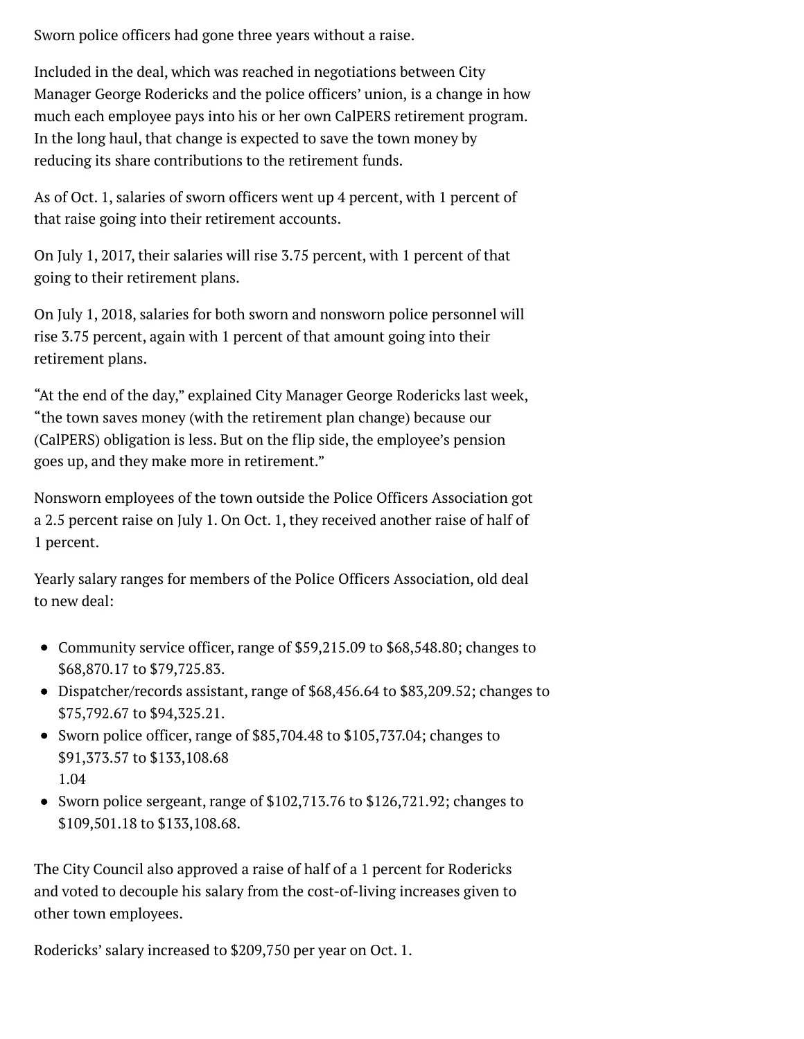Sworn police officers had gone three years without a raise.

Included in the deal, which was reached in negotiations between City Manager George Rodericks and the police officers' union, is a change in how much each employee pays into his or her own CalPERS retirement program. In the long haul, that change is expected to save the town money by reducing its share contributions to the retirement funds.

As of Oct. 1, salaries of sworn officers went up 4 percent, with 1 percent of that raise going into their retirement accounts.

On July 1, 2017, their salaries will rise 3.75 percent, with 1 percent of that going to their retirement plans.

On July 1, 2018, salaries for both sworn and nonsworn police personnel will rise 3.75 percent, again with 1 percent of that amount going into their retirement plans.

"At the end of the day," explained City Manager George Rodericks last week, "the town saves money (with the retirement plan change) because our (CalPERS) obligation is less. But on the flip side, the employee's pension goes up, and they make more in retirement."

Nonsworn employees of the town outside the Police Officers Association got a 2.5 percent raise on July 1. On Oct. 1, they received another raise of half of 1 percent.

Yearly salary ranges for members of the Police Officers Association, old deal to new deal:

- Community service officer, range of $59,215.09 to $68,548.80; changes to $68,870.17 to $79,725.83.
- Dispatcher/records assistant, range of $68,456.64 to $83,209.52; changes to $75,792.67 to $94,325.21.
- Sworn police officer, range of $85,704.48 to $105,737.04; changes to $91,373.57 to $133,108.68
  1.04
- Sworn police sergeant, range of $102,713.76 to $126,721.92; changes to $109,501.18 to $133,108.68.

The City Council also approved a raise of half of a 1 percent for Rodericks and voted to decouple his salary from the cost-of-living increases given to other town employees.

Rodericks' salary increased to $209,750 per year on Oct. 1.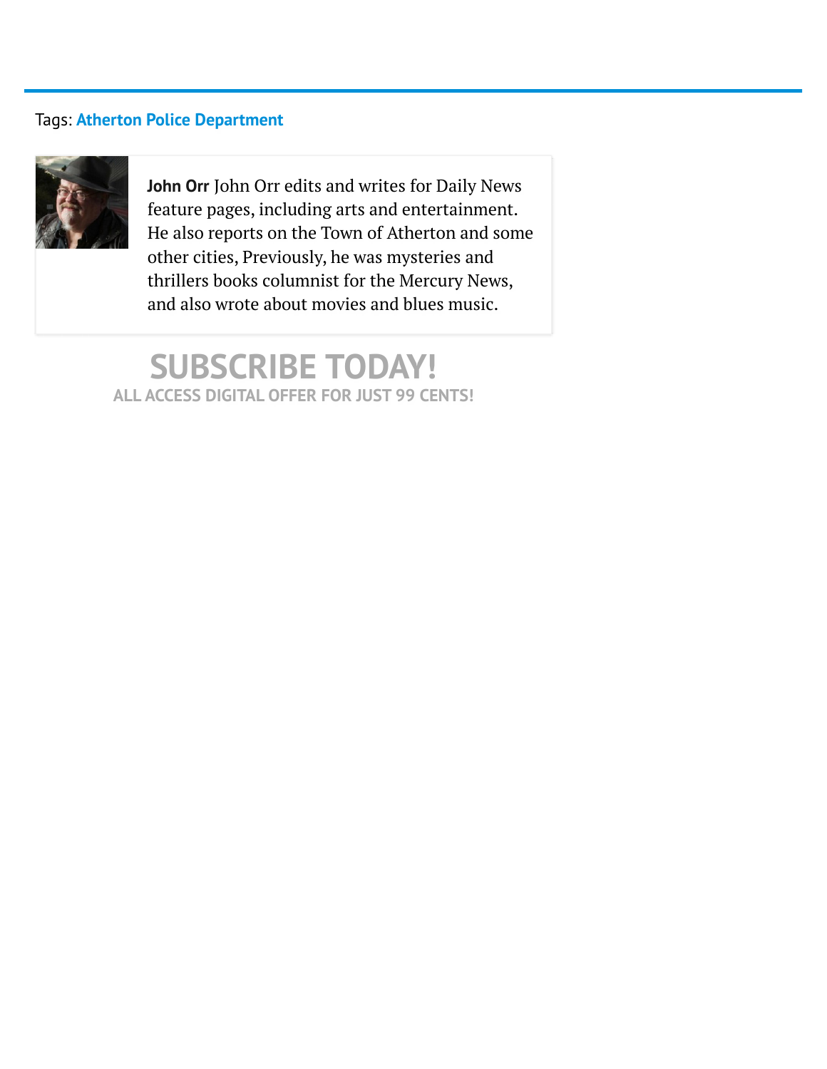Tags: **Atherton Police Department**

**John Orr** John Orr edits and writes for Daily News feature pages, including arts and entertainment. He also reports on the Town of Atherton and some other cities, Previously, he was mysteries and thrillers books columnist for the Mercury News, and also wrote about movies and blues music.

**SUBSCRIBE TODAY!**

**ALL ACCESS DIGITAL OFFER FOR JUST 99 CENTS!**